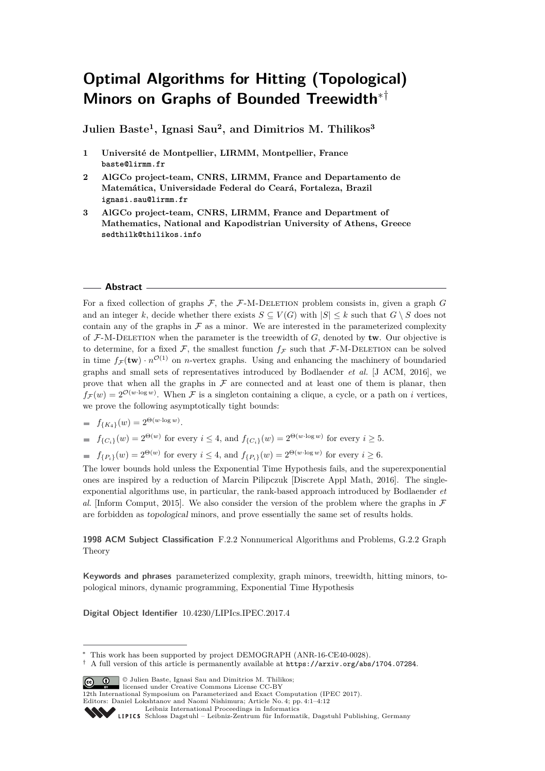# Optimal Algorithms for Hitting (Topological) Minors on Graphs of Bounded Treewidth[*†]

**Julien Baste[1], Ignasi Sau[2], and Dimitrios M. Thilikos[3]**

1. **Université de Montpellier, LIRMM, Montpellier, France**
   baste@lirmm.fr
2. **AlGCo project-team, CNRS, LIRMM, France and Departamento de Matemática, Universidade Federal do Ceará, Fortaleza, Brazil**
   ignasi.sau@lirmm.fr
3. **AlGCo project-team, CNRS, LIRMM, France and Department of Mathematics, National and Kapodistrian University of Athens, Greece**
   sedthilk@thilikos.info

## Abstract

For a fixed collection of graphs $\mathcal{F}$, the $\mathcal{F}$-M-Deletion problem consists in, given a graph $G$ and an integer $k$, decide whether there exists $S \subseteq V(G)$ with $|S| \leq k$ such that $G \setminus S$ does not contain any of the graphs in $\mathcal{F}$ as a minor. We are interested in the parameterized complexity of $\mathcal{F}$-M-Deletion when the parameter is the treewidth of $G$, denoted by $\mathbf{tw}$. Our objective is to determine, for a fixed $\mathcal{F}$, the smallest function $f_{\mathcal{F}}$ such that $\mathcal{F}$-M-Deletion can be solved in time $f_{\mathcal{F}}(\mathbf{tw}) \cdot n^{\mathcal{O}(1)}$ on $n$-vertex graphs. Using and enhancing the machinery of boundaried graphs and small sets of representatives introduced by Bodlaender *et al.* [J ACM, 2016], we prove that when all the graphs in $\mathcal{F}$ are connected and at least one of them is planar, then $f_{\mathcal{F}}(w) = 2^{\mathcal{O}(w \cdot \log w)}$. When $\mathcal{F}$ is a singleton containing a clique, a cycle, or a path on $i$ vertices, we prove the following asymptotically tight bounds:

- $f_{\{K_4\}}(w) = 2^{\Theta(w \cdot \log w)}$.
- $f_{\{C_i\}}(w) = 2^{\Theta(w)}$ for every $i \leq 4$, and $f_{\{C_i\}}(w) = 2^{\Theta(w \cdot \log w)}$ for every $i \geq 5$.
- $f_{\{P_i\}}(w) = 2^{\Theta(w)}$ for every $i \leq 4$, and $f_{\{P_i\}}(w) = 2^{\Theta(w \cdot \log w)}$ for every $i \geq 6$.

The lower bounds hold unless the Exponential Time Hypothesis fails, and the superexponential ones are inspired by a reduction of Marcin Pilipczuk [Discrete Appl Math, 2016]. The single-exponential algorithms use, in particular, the rank-based approach introduced by Bodlaender *et al.* [Inform Comput, 2015]. We also consider the version of the problem where the graphs in $\mathcal{F}$ are forbidden as *topological* minors, and prove essentially the same set of results holds.

**1998 ACM Subject Classification** F.2.2 Nonnumerical Algorithms and Problems, G.2.2 Graph Theory

**Keywords and phrases** parameterized complexity, graph minors, treewidth, hitting minors, topological minors, dynamic programming, Exponential Time Hypothesis

**Digital Object Identifier** 10.4230/LIPIcs.IPEC.2017.4

[*] This work has been supported by project DEMOGRAPH (ANR-16-CE40-0028).
[†] A full version of this article is permanently available at https://arxiv.org/abs/1704.07284.

© Julien Baste, Ignasi Sau and Dimitrios M. Thilikos;
licensed under Creative Commons License CC-BY
12th International Symposium on Parameterized and Exact Computation (IPEC 2017).
Editors: Daniel Lokshtanov and Naomi Nishimura; Article No. 4; pp. 4:1–4:12
Leibniz International Proceedings in Informatics
LIPICS Schloss Dagstuhl – Leibniz-Zentrum für Informatik, Dagstuhl Publishing, Germany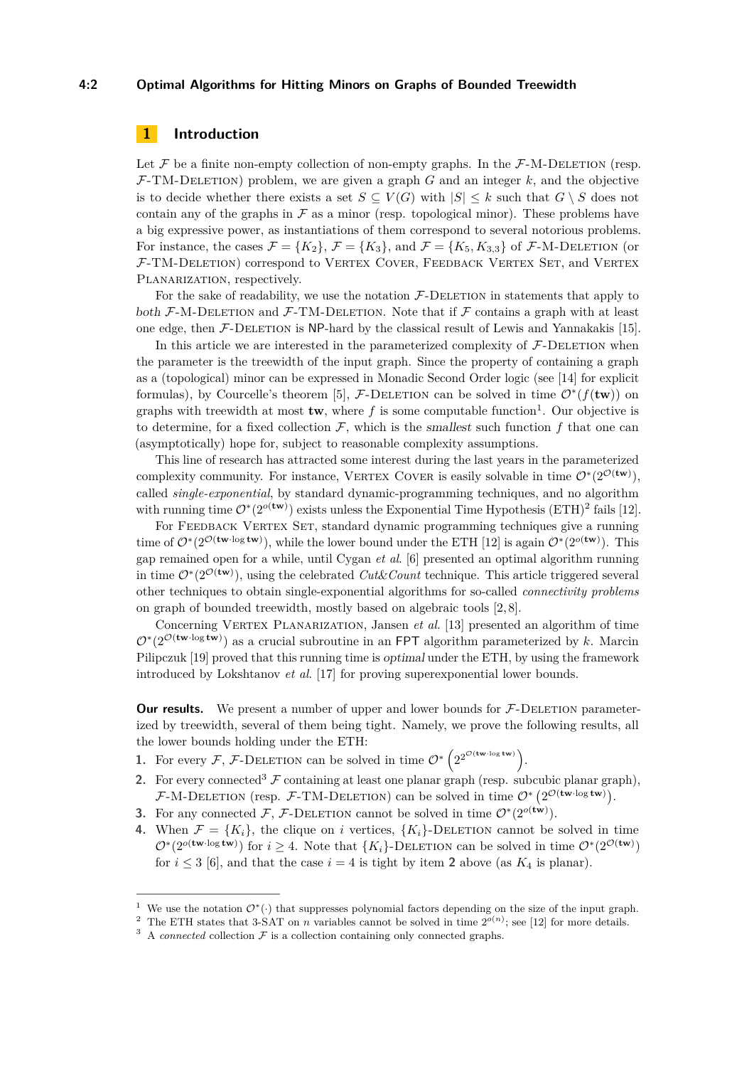## 1 Introduction

Let $\mathcal{F}$ be a finite non-empty collection of non-empty graphs. In the $\mathcal{F}$-M-Deletion (resp. $\mathcal{F}$-TM-Deletion) problem, we are given a graph $G$ and an integer $k$, and the objective is to decide whether there exists a set $S \subseteq V(G)$ with $|S| \leq k$ such that $G \setminus S$ does not contain any of the graphs in $\mathcal{F}$ as a minor (resp. topological minor). These problems have a big expressive power, as instantiations of them correspond to several notorious problems. For instance, the cases $\mathcal{F} = \{K_2\}$, $\mathcal{F} = \{K_3\}$, and $\mathcal{F} = \{K_5, K_{3,3}\}$ of $\mathcal{F}$-M-Deletion (or $\mathcal{F}$-TM-Deletion) correspond to Vertex Cover, Feedback Vertex Set, and Vertex Planarization, respectively.

For the sake of readability, we use the notation $\mathcal{F}$-Deletion in statements that apply to *both* $\mathcal{F}$-M-Deletion and $\mathcal{F}$-TM-Deletion. Note that if $\mathcal{F}$ contains a graph with at least one edge, then $\mathcal{F}$-Deletion is NP-hard by the classical result of Lewis and Yannakakis [15].

In this article we are interested in the parameterized complexity of $\mathcal{F}$-Deletion when the parameter is the treewidth of the input graph. Since the property of containing a graph as a (topological) minor can be expressed in Monadic Second Order logic (see [14] for explicit formulas), by Courcelle's theorem [5], $\mathcal{F}$-Deletion can be solved in time $\mathcal{O}^*(f(\mathbf{tw}))$ on graphs with treewidth at most $\mathbf{tw}$, where $f$ is some computable function[1]. Our objective is to determine, for a fixed collection $\mathcal{F}$, which is the *smallest* such function $f$ that one can (asymptotically) hope for, subject to reasonable complexity assumptions.

This line of research has attracted some interest during the last years in the parameterized complexity community. For instance, Vertex Cover is easily solvable in time $\mathcal{O}^*(2^{\mathcal{O}(\mathbf{tw})})$, called *single-exponential*, by standard dynamic-programming techniques, and no algorithm with running time $\mathcal{O}^*(2^{o(\mathbf{tw})})$ exists unless the Exponential Time Hypothesis (ETH)[2] fails [12].

For Feedback Vertex Set, standard dynamic programming techniques give a running time of $\mathcal{O}^*(2^{\mathcal{O}(\mathbf{tw} \cdot \log \mathbf{tw})})$, while the lower bound under the ETH [12] is again $\mathcal{O}^*(2^{o(\mathbf{tw})})$. This gap remained open for a while, until Cygan *et al.* [6] presented an optimal algorithm running in time $\mathcal{O}^*(2^{\mathcal{O}(\mathbf{tw})})$, using the celebrated *Cut&Count* technique. This article triggered several other techniques to obtain single-exponential algorithms for so-called *connectivity problems* on graph of bounded treewidth, mostly based on algebraic tools [2,8].

Concerning Vertex Planarization, Jansen *et al.* [13] presented an algorithm of time $\mathcal{O}^*(2^{\mathcal{O}(\mathbf{tw} \cdot \log \mathbf{tw})})$ as a crucial subroutine in an FPT algorithm parameterized by $k$. Marcin Pilipczuk [19] proved that this running time is *optimal* under the ETH, by using the framework introduced by Lokshtanov *et al.* [17] for proving superexponential lower bounds.

**Our results.** We present a number of upper and lower bounds for $\mathcal{F}$-Deletion parameterized by treewidth, several of them being tight. Namely, we prove the following results, all the lower bounds holding under the ETH:

1. For every $\mathcal{F}$, $\mathcal{F}$-Deletion can be solved in time $\mathcal{O}^*\left(2^{2^{\mathcal{O}(\mathbf{tw} \cdot \log \mathbf{tw})}}\right)$.
2. For every connected[3] $\mathcal{F}$ containing at least one planar graph (resp. subcubic planar graph), $\mathcal{F}$-M-Deletion (resp. $\mathcal{F}$-TM-Deletion) can be solved in time $\mathcal{O}^*\left(2^{\mathcal{O}(\mathbf{tw} \cdot \log \mathbf{tw})}\right)$.
3. For any connected $\mathcal{F}$, $\mathcal{F}$-Deletion cannot be solved in time $\mathcal{O}^*(2^{o(\mathbf{tw})})$.
4. When $\mathcal{F} = \{K_i\}$, the clique on $i$ vertices, $\{K_i\}$-Deletion cannot be solved in time $\mathcal{O}^*(2^{o(\mathbf{tw} \cdot \log \mathbf{tw})})$ for $i \geq 4$. Note that $\{K_i\}$-Deletion can be solved in time $\mathcal{O}^*(2^{\mathcal{O}(\mathbf{tw})})$ for $i \leq 3$ [6], and that the case $i = 4$ is tight by item **2** above (as $K_4$ is planar).

[1] We use the notation $\mathcal{O}^*(\cdot)$ that suppresses polynomial factors depending on the size of the input graph.
[2] The ETH states that 3-SAT on $n$ variables cannot be solved in time $2^{o(n)}$; see [12] for more details.
[3] A *connected* collection $\mathcal{F}$ is a collection containing only connected graphs.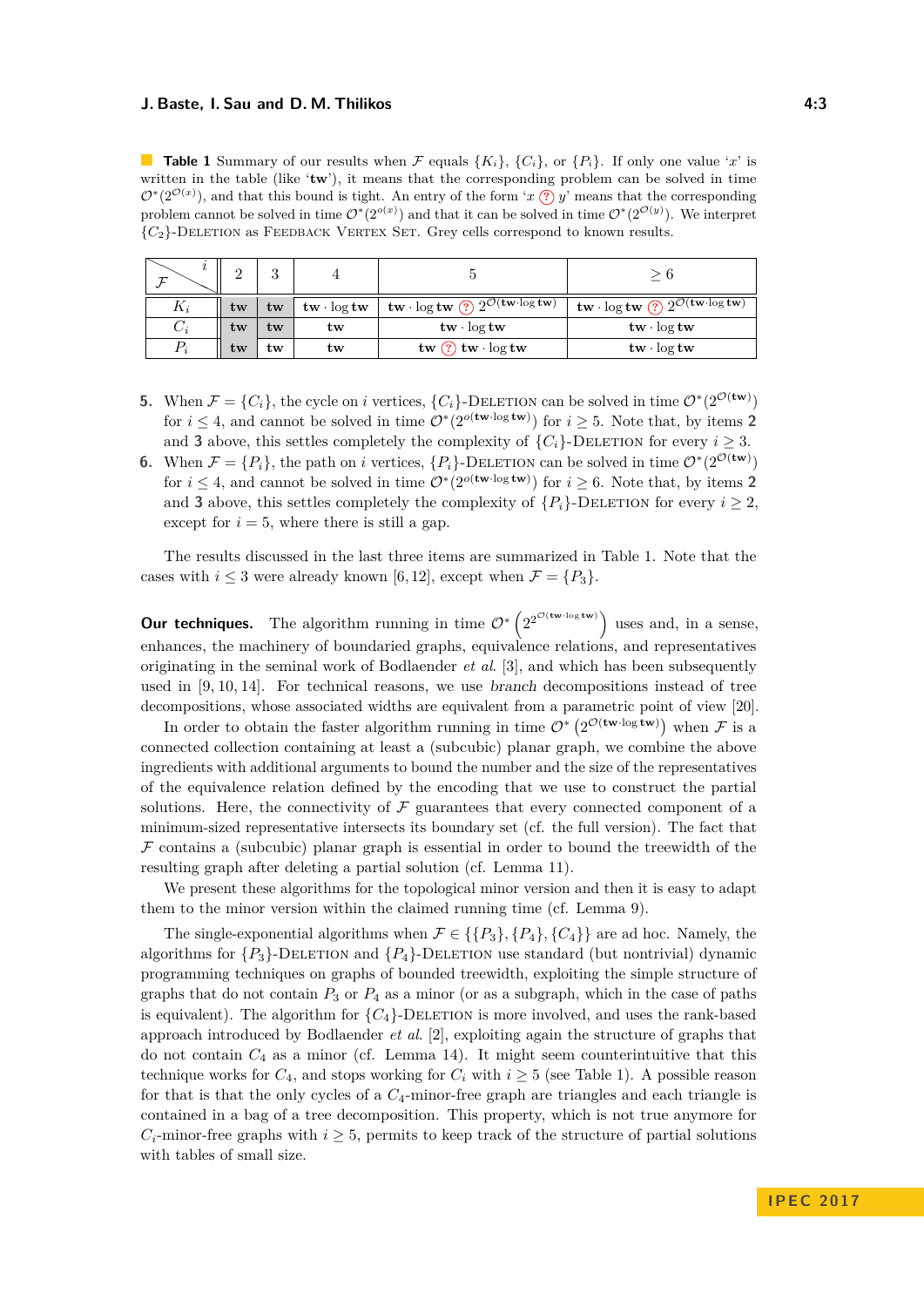**Table 1** Summary of our results when $\mathcal{F}$ equals $\{K_i\}$, $\{C_i\}$, or $\{P_i\}$. If only one value '$x$' is written in the table (like '**tw**'), it means that the corresponding problem can be solved in time $\mathcal{O}^*(2^{\mathcal{O}(x)})$, and that this bound is tight. An entry of the form '$x$ ? $y$' means that the corresponding problem cannot be solved in time $\mathcal{O}^*(2^{o(x)})$ and that it can be solved in time $\mathcal{O}^*(2^{\mathcal{O}(y)})$. We interpret $\{C_2\}$-Deletion as Feedback Vertex Set. Grey cells correspond to known results.

| $\mathcal{F}$ \ $i$ | 2 | 3 | 4 | 5 | $\geq 6$ |
|---|---|---|---|---|---|
| $K_i$ | $\mathbf{tw}$ | $\mathbf{tw}$ | $\mathbf{tw} \cdot \log \mathbf{tw}$ | $\mathbf{tw} \cdot \log \mathbf{tw}$ ? $2^{\mathcal{O}(\mathbf{tw} \cdot \log \mathbf{tw})}$ | $\mathbf{tw} \cdot \log \mathbf{tw}$ ? $2^{\mathcal{O}(\mathbf{tw} \cdot \log \mathbf{tw})}$ |
| $C_i$ | $\mathbf{tw}$ | $\mathbf{tw}$ | $\mathbf{tw}$ | $\mathbf{tw} \cdot \log \mathbf{tw}$ | $\mathbf{tw} \cdot \log \mathbf{tw}$ |
| $P_i$ | $\mathbf{tw}$ | $\mathbf{tw}$ | $\mathbf{tw}$ | $\mathbf{tw}$ ? $\mathbf{tw} \cdot \log \mathbf{tw}$ | $\mathbf{tw} \cdot \log \mathbf{tw}$ |

5. When $\mathcal{F} = \{C_i\}$, the cycle on $i$ vertices, $\{C_i\}$-Deletion can be solved in time $\mathcal{O}^*(2^{\mathcal{O}(\mathbf{tw})})$ for $i \leq 4$, and cannot be solved in time $\mathcal{O}^*(2^{o(\mathbf{tw} \cdot \log \mathbf{tw})})$ for $i \geq 5$. Note that, by items **2** and **3** above, this settles completely the complexity of $\{C_i\}$-Deletion for every $i \geq 3$.
6. When $\mathcal{F} = \{P_i\}$, the path on $i$ vertices, $\{P_i\}$-Deletion can be solved in time $\mathcal{O}^*(2^{\mathcal{O}(\mathbf{tw})})$ for $i \leq 4$, and cannot be solved in time $\mathcal{O}^*(2^{o(\mathbf{tw} \cdot \log \mathbf{tw})})$ for $i \geq 6$. Note that, by items **2** and **3** above, this settles completely the complexity of $\{P_i\}$-Deletion for every $i \geq 2$, except for $i = 5$, where there is still a gap.

The results discussed in the last three items are summarized in Table 1. Note that the cases with $i \leq 3$ were already known [6, 12], except when $\mathcal{F} = \{P_3\}$.

**Our techniques.** The algorithm running in time $\mathcal{O}^*\left(2^{2^{\mathcal{O}(\mathbf{tw} \cdot \log \mathbf{tw})}}\right)$ uses and, in a sense, enhances, the machinery of boundaried graphs, equivalence relations, and representatives originating in the seminal work of Bodlaender *et al.* [3], and which has been subsequently used in [9, 10, 14]. For technical reasons, we use *branch* decompositions instead of tree decompositions, whose associated widths are equivalent from a parametric point of view [20].

In order to obtain the faster algorithm running in time $\mathcal{O}^*\left(2^{\mathcal{O}(\mathbf{tw} \cdot \log \mathbf{tw})}\right)$ when $\mathcal{F}$ is a connected collection containing at least a (subcubic) planar graph, we combine the above ingredients with additional arguments to bound the number and the size of the representatives of the equivalence relation defined by the encoding that we use to construct the partial solutions. Here, the connectivity of $\mathcal{F}$ guarantees that every connected component of a minimum-sized representative intersects its boundary set (cf. the full version). The fact that $\mathcal{F}$ contains a (subcubic) planar graph is essential in order to bound the treewidth of the resulting graph after deleting a partial solution (cf. Lemma 11).

We present these algorithms for the topological minor version and then it is easy to adapt them to the minor version within the claimed running time (cf. Lemma 9).

The single-exponential algorithms when $\mathcal{F} \in \{\{P_3\}, \{P_4\}, \{C_4\}\}$ are ad hoc. Namely, the algorithms for $\{P_3\}$-Deletion and $\{P_4\}$-Deletion use standard (but nontrivial) dynamic programming techniques on graphs of bounded treewidth, exploiting the simple structure of graphs that do not contain $P_3$ or $P_4$ as a minor (or as a subgraph, which in the case of paths is equivalent). The algorithm for $\{C_4\}$-Deletion is more involved, and uses the rank-based approach introduced by Bodlaender *et al.* [2], exploiting again the structure of graphs that do not contain $C_4$ as a minor (cf. Lemma 14). It might seem counterintuitive that this technique works for $C_4$, and stops working for $C_i$ with $i \geq 5$ (see Table 1). A possible reason for that is that the only cycles of a $C_4$-minor-free graph are triangles and each triangle is contained in a bag of a tree decomposition. This property, which is not true anymore for $C_i$-minor-free graphs with $i \geq 5$, permits to keep track of the structure of partial solutions with tables of small size.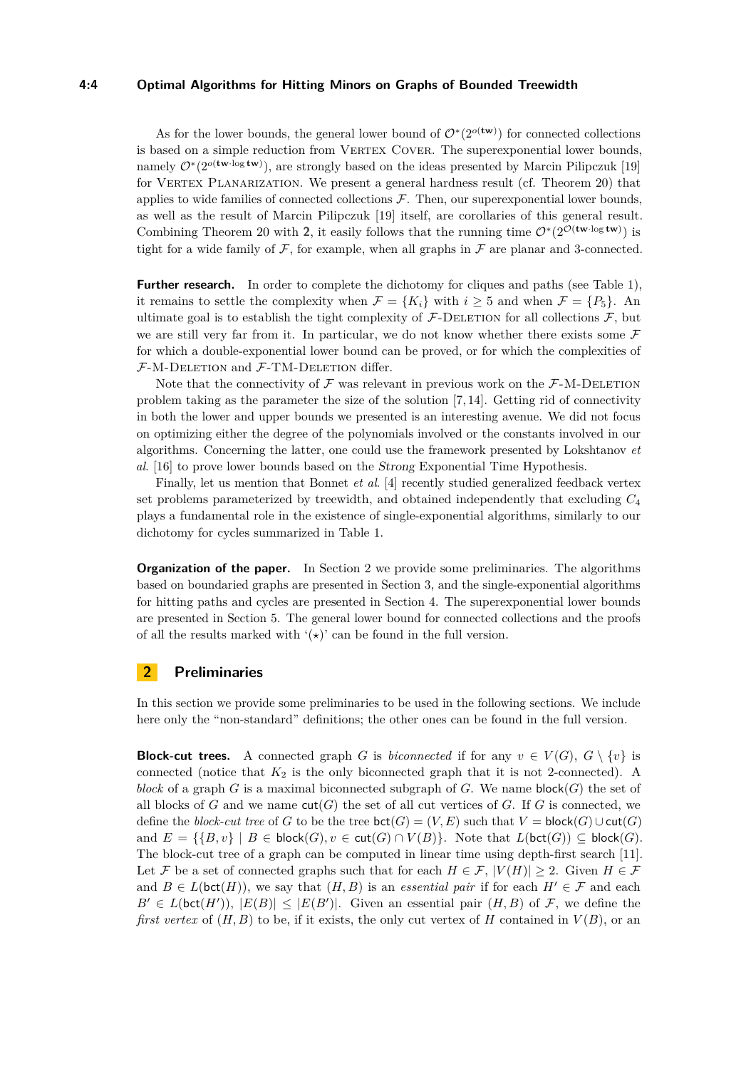As for the lower bounds, the general lower bound of $\mathcal{O}^*(2^{o(\mathbf{tw})})$ for connected collections is based on a simple reduction from Vertex Cover. The superexponential lower bounds, namely $\mathcal{O}^*(2^{o(\mathbf{tw}\cdot\log\mathbf{tw})})$, are strongly based on the ideas presented by Marcin Pilipczuk [19] for Vertex Planarization. We present a general hardness result (cf. Theorem 20) that applies to wide families of connected collections $\mathcal{F}$. Then, our superexponential lower bounds, as well as the result of Marcin Pilipczuk [19] itself, are corollaries of this general result. Combining Theorem 20 with **2**, it easily follows that the running time $\mathcal{O}^*(2^{\mathcal{O}(\mathbf{tw}\cdot\log\mathbf{tw})})$ is tight for a wide family of $\mathcal{F}$, for example, when all graphs in $\mathcal{F}$ are planar and 3-connected.

**Further research.** In order to complete the dichotomy for cliques and paths (see Table 1), it remains to settle the complexity when $\mathcal{F} = \{K_i\}$ with $i \geq 5$ and when $\mathcal{F} = \{P_5\}$. An ultimate goal is to establish the tight complexity of $\mathcal{F}$-Deletion for all collections $\mathcal{F}$, but we are still very far from it. In particular, we do not know whether there exists some $\mathcal{F}$ for which a double-exponential lower bound can be proved, or for which the complexities of $\mathcal{F}$-M-Deletion and $\mathcal{F}$-TM-Deletion differ.

Note that the connectivity of $\mathcal{F}$ was relevant in previous work on the $\mathcal{F}$-M-Deletion problem taking as the parameter the size of the solution [7, 14]. Getting rid of connectivity in both the lower and upper bounds we presented is an interesting avenue. We did not focus on optimizing either the degree of the polynomials involved or the constants involved in our algorithms. Concerning the latter, one could use the framework presented by Lokshtanov *et al.* [16] to prove lower bounds based on the *Strong* Exponential Time Hypothesis.

Finally, let us mention that Bonnet *et al.* [4] recently studied generalized feedback vertex set problems parameterized by treewidth, and obtained independently that excluding $C_4$ plays a fundamental role in the existence of single-exponential algorithms, similarly to our dichotomy for cycles summarized in Table 1.

**Organization of the paper.** In Section 2 we provide some preliminaries. The algorithms based on boundaried graphs are presented in Section 3, and the single-exponential algorithms for hitting paths and cycles are presented in Section 4. The superexponential lower bounds are presented in Section 5. The general lower bound for connected collections and the proofs of all the results marked with '($\star$)' can be found in the full version.

## 2 Preliminaries

In this section we provide some preliminaries to be used in the following sections. We include here only the "non-standard" definitions; the other ones can be found in the full version.

**Block-cut trees.** A connected graph $G$ is *biconnected* if for any $v \in V(G)$, $G \setminus \{v\}$ is connected (notice that $K_2$ is the only biconnected graph that it is not 2-connected). A *block* of a graph $G$ is a maximal biconnected subgraph of $G$. We name $\mathsf{block}(G)$ the set of all blocks of $G$ and we name $\mathsf{cut}(G)$ the set of all cut vertices of $G$. If $G$ is connected, we define the *block-cut tree* of $G$ to be the tree $\mathsf{bct}(G) = (V, E)$ such that $V = \mathsf{block}(G) \cup \mathsf{cut}(G)$ and $E = \{\{B, v\} \mid B \in \mathsf{block}(G), v \in \mathsf{cut}(G) \cap V(B)\}$. Note that $L(\mathsf{bct}(G)) \subseteq \mathsf{block}(G)$. The block-cut tree of a graph can be computed in linear time using depth-first search [11]. Let $\mathcal{F}$ be a set of connected graphs such that for each $H \in \mathcal{F}$, $|V(H)| \geq 2$. Given $H \in \mathcal{F}$ and $B \in L(\mathsf{bct}(H))$, we say that $(H, B)$ is an *essential pair* if for each $H' \in \mathcal{F}$ and each $B' \in L(\mathsf{bct}(H'))$, $|E(B)| \leq |E(B')|$. Given an essential pair $(H, B)$ of $\mathcal{F}$, we define the *first vertex* of $(H, B)$ to be, if it exists, the only cut vertex of $H$ contained in $V(B)$, or an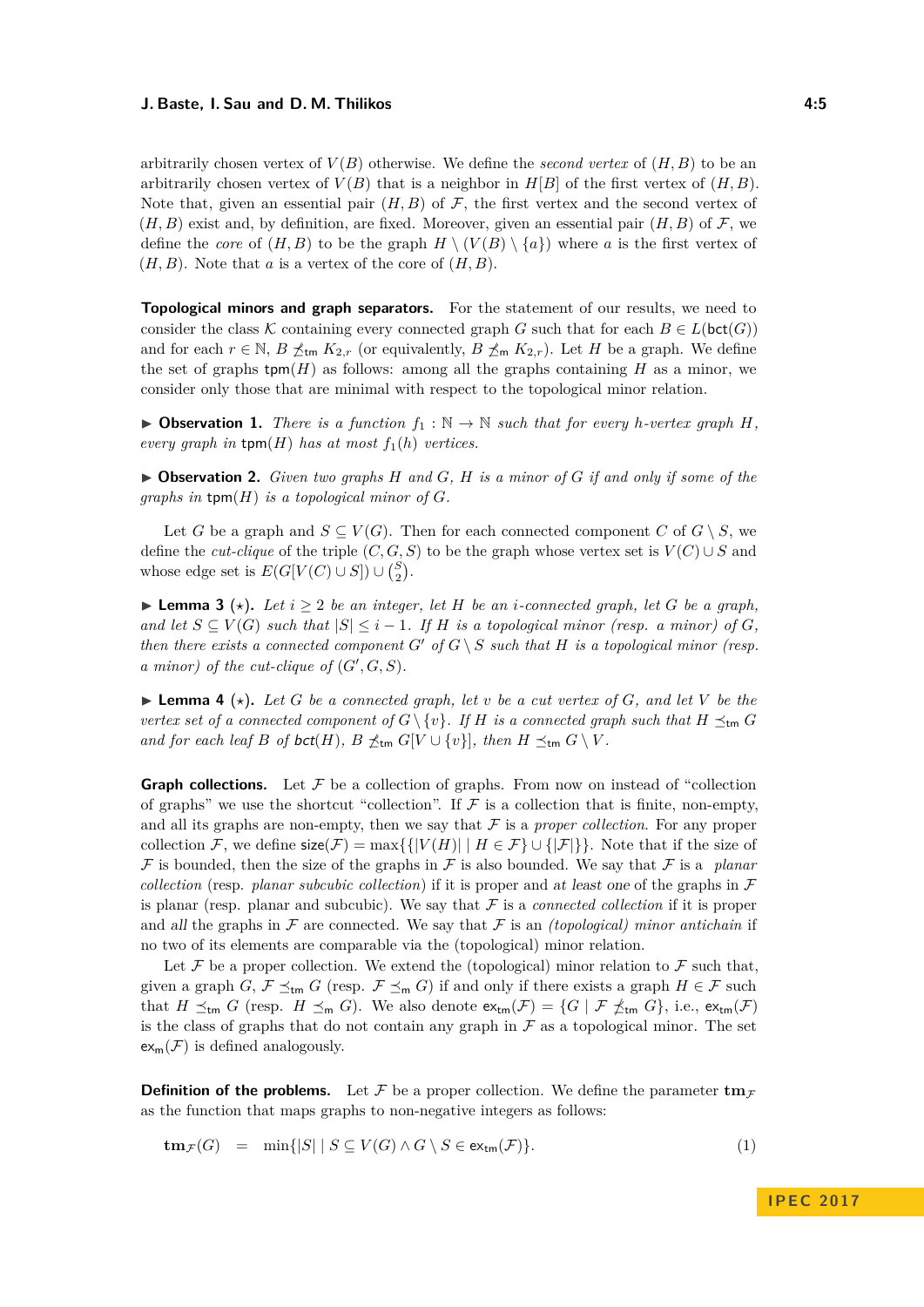arbitrarily chosen vertex of $V(B)$ otherwise. We define the *second vertex* of $(H, B)$ to be an arbitrarily chosen vertex of $V(B)$ that is a neighbor in $H[B]$ of the first vertex of $(H, B)$. Note that, given an essential pair $(H, B)$ of $\mathcal{F}$, the first vertex and the second vertex of $(H, B)$ exist and, by definition, are fixed. Moreover, given an essential pair $(H, B)$ of $\mathcal{F}$, we define the *core* of $(H, B)$ to be the graph $H \setminus (V(B) \setminus \{a\})$ where $a$ is the first vertex of $(H, B)$. Note that $a$ is a vertex of the core of $(H, B)$.

**Topological minors and graph separators.** For the statement of our results, we need to consider the class $\mathcal{K}$ containing every connected graph $G$ such that for each $B \in L(\mathsf{bct}(G))$ and for each $r \in \mathbb{N}$, $B \not\preceq_{\mathsf{tm}} K_{2,r}$ (or equivalently, $B \not\preceq_{\mathsf{m}} K_{2,r}$). Let $H$ be a graph. We define the set of graphs $\mathsf{tpm}(H)$ as follows: among all the graphs containing $H$ as a minor, we consider only those that are minimal with respect to the topological minor relation.

▶ **Observation 1.** *There is a function $f_1 : \mathbb{N} \to \mathbb{N}$ such that for every $h$-vertex graph $H$, every graph in $\mathsf{tpm}(H)$ has at most $f_1(h)$ vertices.*

▶ **Observation 2.** *Given two graphs $H$ and $G$, $H$ is a minor of $G$ if and only if some of the graphs in $\mathsf{tpm}(H)$ is a topological minor of $G$.*

Let $G$ be a graph and $S \subseteq V(G)$. Then for each connected component $C$ of $G \setminus S$, we define the *cut-clique* of the triple $(C, G, S)$ to be the graph whose vertex set is $V(C) \cup S$ and whose edge set is $E(G[V(C) \cup S]) \cup \binom{S}{2}$.

▶ **Lemma 3** (⋆). *Let $i \geq 2$ be an integer, let $H$ be an $i$-connected graph, let $G$ be a graph, and let $S \subseteq V(G)$ such that $|S| \leq i - 1$. If $H$ is a topological minor (resp. a minor) of $G$, then there exists a connected component $G'$ of $G \setminus S$ such that $H$ is a topological minor (resp. a minor) of the cut-clique of $(G', G, S)$.*

▶ **Lemma 4** (⋆). *Let $G$ be a connected graph, let $v$ be a cut vertex of $G$, and let $V$ be the vertex set of a connected component of $G \setminus \{v\}$. If $H$ is a connected graph such that $H \preceq_{\mathsf{tm}} G$ and for each leaf $B$ of $\mathsf{bct}(H)$, $B \not\preceq_{\mathsf{tm}} G[V \cup \{v\}]$, then $H \preceq_{\mathsf{tm}} G \setminus V$.*

**Graph collections.** Let $\mathcal{F}$ be a collection of graphs. From now on instead of "collection of graphs" we use the shortcut "collection". If $\mathcal{F}$ is a collection that is finite, non-empty, and all its graphs are non-empty, then we say that $\mathcal{F}$ is a *proper collection*. For any proper collection $\mathcal{F}$, we define $\mathsf{size}(\mathcal{F}) = \max\{\{|V(H)| \mid H \in \mathcal{F}\} \cup \{|\mathcal{F}|\}\}$. Note that if the size of $\mathcal{F}$ is bounded, then the size of the graphs in $\mathcal{F}$ is also bounded. We say that $\mathcal{F}$ is a *planar collection* (resp. *planar subcubic collection*) if it is proper and *at least one* of the graphs in $\mathcal{F}$ is planar (resp. planar and subcubic). We say that $\mathcal{F}$ is a *connected collection* if it is proper and *all* the graphs in $\mathcal{F}$ are connected. We say that $\mathcal{F}$ is an *(topological) minor antichain* if no two of its elements are comparable via the (topological) minor relation.

Let $\mathcal{F}$ be a proper collection. We extend the (topological) minor relation to $\mathcal{F}$ such that, given a graph $G$, $\mathcal{F} \preceq_{\mathsf{tm}} G$ (resp. $\mathcal{F} \preceq_{\mathsf{m}} G$) if and only if there exists a graph $H \in \mathcal{F}$ such that $H \preceq_{\mathsf{tm}} G$ (resp. $H \preceq_{\mathsf{m}} G$). We also denote $\mathsf{ex}_{\mathsf{tm}}(\mathcal{F}) = \{G \mid \mathcal{F} \not\preceq_{\mathsf{tm}} G\}$, i.e., $\mathsf{ex}_{\mathsf{tm}}(\mathcal{F})$ is the class of graphs that do not contain any graph in $\mathcal{F}$ as a topological minor. The set $\mathsf{ex}_{\mathsf{m}}(\mathcal{F})$ is defined analogously.

**Definition of the problems.** Let $\mathcal{F}$ be a proper collection. We define the parameter $\mathbf{tm}_{\mathcal{F}}$ as the function that maps graphs to non-negative integers as follows:

$$\mathbf{tm}_{\mathcal{F}}(G) \quad = \quad \min\{|S| \mid S \subseteq V(G) \wedge G \setminus S \in \mathsf{ex}_{\mathsf{tm}}(\mathcal{F})\}. \tag{1}$$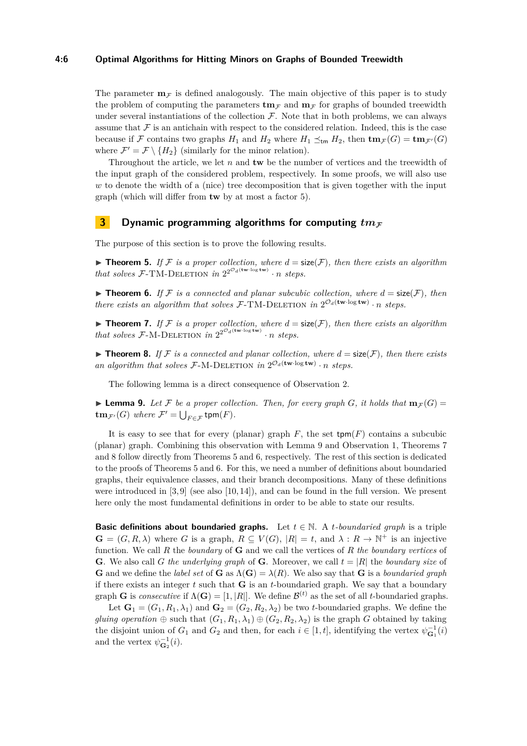The parameter $\mathbf{m}_{\mathcal{F}}$ is defined analogously. The main objective of this paper is to study the problem of computing the parameters $\mathbf{tm}_{\mathcal{F}}$ and $\mathbf{m}_{\mathcal{F}}$ for graphs of bounded treewidth under several instantiations of the collection $\mathcal{F}$. Note that in both problems, we can always assume that $\mathcal{F}$ is an antichain with respect to the considered relation. Indeed, this is the case because if $\mathcal{F}$ contains two graphs $H_1$ and $H_2$ where $H_1 \preceq_{\mathsf{tm}} H_2$, then $\mathbf{tm}_{\mathcal{F}}(G) = \mathbf{tm}_{\mathcal{F}'}(G)$ where $\mathcal{F}' = \mathcal{F} \setminus \{H_2\}$ (similarly for the minor relation).

Throughout the article, we let $n$ and $\mathbf{tw}$ be the number of vertices and the treewidth of the input graph of the considered problem, respectively. In some proofs, we will also use $w$ to denote the width of a (nice) tree decomposition that is given together with the input graph (which will differ from $\mathbf{tw}$ by at most a factor 5).

## 3 Dynamic programming algorithms for computing $tm_{\mathcal{F}}$

The purpose of this section is to prove the following results.

▶ **Theorem 5.** *If $\mathcal{F}$ is a proper collection, where $d = \mathsf{size}(\mathcal{F})$, then there exists an algorithm that solves $\mathcal{F}$-TM-Deletion in $2^{2^{\mathcal{O}_d(\mathbf{tw}\cdot\log\mathbf{tw})}} \cdot n$ steps.*

▶ **Theorem 6.** *If $\mathcal{F}$ is a connected and planar subcubic collection, where $d = \mathsf{size}(\mathcal{F})$, then there exists an algorithm that solves $\mathcal{F}$-TM-Deletion in $2^{\mathcal{O}_d(\mathbf{tw}\cdot\log\mathbf{tw})} \cdot n$ steps.*

▶ **Theorem 7.** *If $\mathcal{F}$ is a proper collection, where $d = \mathsf{size}(\mathcal{F})$, then there exists an algorithm that solves $\mathcal{F}$-M-Deletion in $2^{2^{\mathcal{O}_d(\mathbf{tw}\cdot\log\mathbf{tw})}} \cdot n$ steps.*

▶ **Theorem 8.** *If $\mathcal{F}$ is a connected and planar collection, where $d = \mathsf{size}(\mathcal{F})$, then there exists an algorithm that solves $\mathcal{F}$-M-Deletion in $2^{\mathcal{O}_d(\mathbf{tw}\cdot\log\mathbf{tw})} \cdot n$ steps.*

The following lemma is a direct consequence of Observation 2.

▶ **Lemma 9.** *Let $\mathcal{F}$ be a proper collection. Then, for every graph $G$, it holds that $\mathbf{m}_{\mathcal{F}}(G) = \mathbf{tm}_{\mathcal{F}'}(G)$ where $\mathcal{F}' = \bigcup_{F\in\mathcal{F}} \mathsf{tpm}(F)$.*

It is easy to see that for every (planar) graph $F$, the set $\mathsf{tpm}(F)$ contains a subcubic (planar) graph. Combining this observation with Lemma 9 and Observation 1, Theorems 7 and 8 follow directly from Theorems 5 and 6, respectively. The rest of this section is dedicated to the proofs of Theorems 5 and 6. For this, we need a number of definitions about boundaried graphs, their equivalence classes, and their branch decompositions. Many of these definitions were introduced in [3, 9] (see also [10, 14]), and can be found in the full version. We present here only the most fundamental definitions in order to be able to state our results.

**Basic definitions about boundaried graphs.** Let $t \in \mathbb{N}$. A *$t$-boundaried graph* is a triple $\mathbf{G} = (G, R, \lambda)$ where $G$ is a graph, $R \subseteq V(G)$, $|R| = t$, and $\lambda : R \to \mathbb{N}^+$ is an injective function. We call $R$ the *boundary* of $\mathbf{G}$ and we call the vertices of $R$ *the boundary vertices* of $\mathbf{G}$. We also call $G$ *the underlying graph* of $\mathbf{G}$. Moreover, we call $t = |R|$ the *boundary size* of $\mathbf{G}$ and we define the *label set* of $\mathbf{G}$ as $\Lambda(\mathbf{G}) = \lambda(R)$. We also say that $\mathbf{G}$ is a *boundaried graph* if there exists an integer $t$ such that $\mathbf{G}$ is an $t$-boundaried graph. We say that a boundary graph $\mathbf{G}$ is *consecutive* if $\Lambda(\mathbf{G}) = [1, |R|]$. We define $\mathcal{B}^{(t)}$ as the set of all $t$-boundaried graphs.

Let $\mathbf{G}_1 = (G_1, R_1, \lambda_1)$ and $\mathbf{G}_2 = (G_2, R_2, \lambda_2)$ be two $t$-boundaried graphs. We define the *gluing operation* $\oplus$ such that $(G_1, R_1, \lambda_1) \oplus (G_2, R_2, \lambda_2)$ is the graph $G$ obtained by taking the disjoint union of $G_1$ and $G_2$ and then, for each $i \in [1, t]$, identifying the vertex $\psi^{-1}_{\mathbf{G}_1}(i)$ and the vertex $\psi^{-1}_{\mathbf{G}_2}(i)$.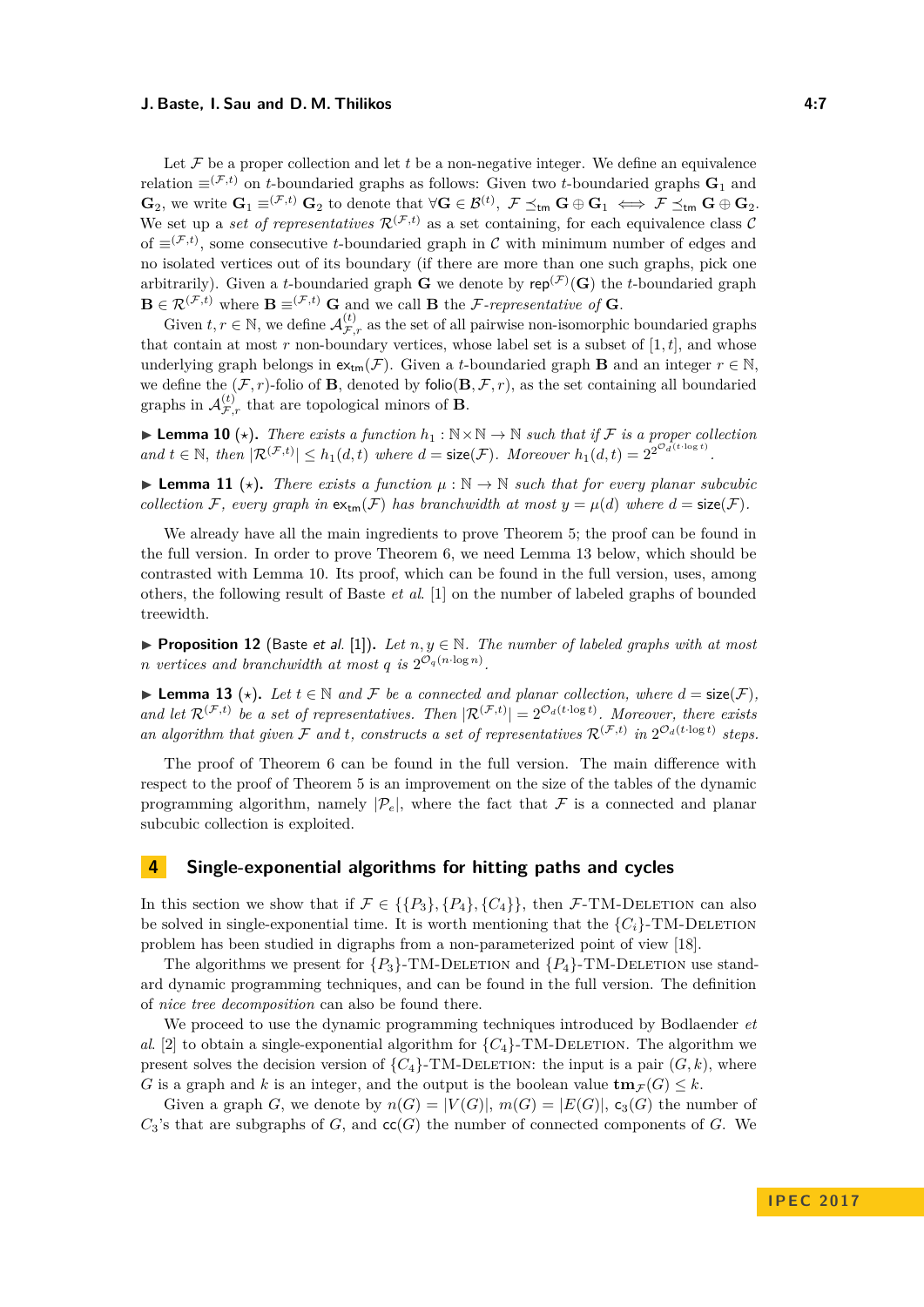Let $\mathcal{F}$ be a proper collection and let $t$ be a non-negative integer. We define an equivalence relation $\equiv^{(\mathcal{F},t)}$ on $t$-boundaried graphs as follows: Given two $t$-boundaried graphs $\mathbf{G}_1$ and $\mathbf{G}_2$, we write $\mathbf{G}_1 \equiv^{(\mathcal{F},t)} \mathbf{G}_2$ to denote that $\forall \mathbf{G} \in \mathcal{B}^{(t)},\ \mathcal{F} \preceq_{\mathsf{tm}} \mathbf{G} \oplus \mathbf{G}_1 \iff \mathcal{F} \preceq_{\mathsf{tm}} \mathbf{G} \oplus \mathbf{G}_2$. We set up a *set of representatives* $\mathcal{R}^{(\mathcal{F},t)}$ as a set containing, for each equivalence class $\mathcal{C}$ of $\equiv^{(\mathcal{F},t)}$, some consecutive $t$-boundaried graph in $\mathcal{C}$ with minimum number of edges and no isolated vertices out of its boundary (if there are more than one such graphs, pick one arbitrarily). Given a $t$-boundaried graph $\mathbf{G}$ we denote by $\mathsf{rep}^{(\mathcal{F})}(\mathbf{G})$ the $t$-boundaried graph $\mathbf{B} \in \mathcal{R}^{(\mathcal{F},t)}$ where $\mathbf{B} \equiv^{(\mathcal{F},t)} \mathbf{G}$ and we call $\mathbf{B}$ the *$\mathcal{F}$-representative of* $\mathbf{G}$.

Given $t, r \in \mathbb{N}$, we define $\mathcal{A}^{(t)}_{\mathcal{F},r}$ as the set of all pairwise non-isomorphic boundaried graphs that contain at most $r$ non-boundary vertices, whose label set is a subset of $[1,t]$, and whose underlying graph belongs in $\mathsf{ex}_{\mathsf{tm}}(\mathcal{F})$. Given a $t$-boundaried graph $\mathbf{B}$ and an integer $r \in \mathbb{N}$, we define the $(\mathcal{F},r)$-folio of $\mathbf{B}$, denoted by $\mathsf{folio}(\mathbf{B},\mathcal{F},r)$, as the set containing all boundaried graphs in $\mathcal{A}^{(t)}_{\mathcal{F},r}$ that are topological minors of $\mathbf{B}$.

▶ **Lemma 10** ($\star$). *There exists a function $h_1 : \mathbb{N} \times \mathbb{N} \to \mathbb{N}$ such that if $\mathcal{F}$ is a proper collection and $t \in \mathbb{N}$, then $|\mathcal{R}^{(\mathcal{F},t)}| \leq h_1(d,t)$ where $d = \mathsf{size}(\mathcal{F})$. Moreover $h_1(d,t) = 2^{2^{\mathcal{O}_d(t \cdot \log t)}}$.*

▶ **Lemma 11** ($\star$). *There exists a function $\mu : \mathbb{N} \to \mathbb{N}$ such that for every planar subcubic collection $\mathcal{F}$, every graph in $\mathsf{ex}_{\mathsf{tm}}(\mathcal{F})$ has branchwidth at most $y = \mu(d)$ where $d = \mathsf{size}(\mathcal{F})$.*

We already have all the main ingredients to prove Theorem 5; the proof can be found in the full version. In order to prove Theorem 6, we need Lemma 13 below, which should be contrasted with Lemma 10. Its proof, which can be found in the full version, uses, among others, the following result of Baste *et al.* [1] on the number of labeled graphs of bounded treewidth.

▶ **Proposition 12** (Baste *et al.* [1]). *Let $n, y \in \mathbb{N}$. The number of labeled graphs with at most $n$ vertices and branchwidth at most $q$ is $2^{\mathcal{O}_q(n \cdot \log n)}$.*

▶ **Lemma 13** ($\star$). *Let $t \in \mathbb{N}$ and $\mathcal{F}$ be a connected and planar collection, where $d = \mathsf{size}(\mathcal{F})$, and let $\mathcal{R}^{(\mathcal{F},t)}$ be a set of representatives. Then $|\mathcal{R}^{(\mathcal{F},t)}| = 2^{\mathcal{O}_d(t \cdot \log t)}$. Moreover, there exists an algorithm that given $\mathcal{F}$ and $t$, constructs a set of representatives $\mathcal{R}^{(\mathcal{F},t)}$ in $2^{\mathcal{O}_d(t \cdot \log t)}$ steps.*

The proof of Theorem 6 can be found in the full version. The main difference with respect to the proof of Theorem 5 is an improvement on the size of the tables of the dynamic programming algorithm, namely $|\mathcal{P}_e|$, where the fact that $\mathcal{F}$ is a connected and planar subcubic collection is exploited.

## 4 Single-exponential algorithms for hitting paths and cycles

In this section we show that if $\mathcal{F} \in \{\{P_3\}, \{P_4\}, \{C_4\}\}$, then $\mathcal{F}$-TM-Deletion can also be solved in single-exponential time. It is worth mentioning that the $\{C_i\}$-TM-Deletion problem has been studied in digraphs from a non-parameterized point of view [18].

The algorithms we present for $\{P_3\}$-TM-Deletion and $\{P_4\}$-TM-Deletion use standard dynamic programming techniques, and can be found in the full version. The definition of *nice tree decomposition* can also be found there.

We proceed to use the dynamic programming techniques introduced by Bodlaender *et al.* [2] to obtain a single-exponential algorithm for $\{C_4\}$-TM-Deletion. The algorithm we present solves the decision version of $\{C_4\}$-TM-Deletion: the input is a pair $(G,k)$, where $G$ is a graph and $k$ is an integer, and the output is the boolean value $\mathbf{tm}_{\mathcal{F}}(G) \leq k$.

Given a graph $G$, we denote by $n(G) = |V(G)|$, $m(G) = |E(G)|$, $\mathsf{c}_3(G)$ the number of $C_3$'s that are subgraphs of $G$, and $\mathsf{cc}(G)$ the number of connected components of $G$. We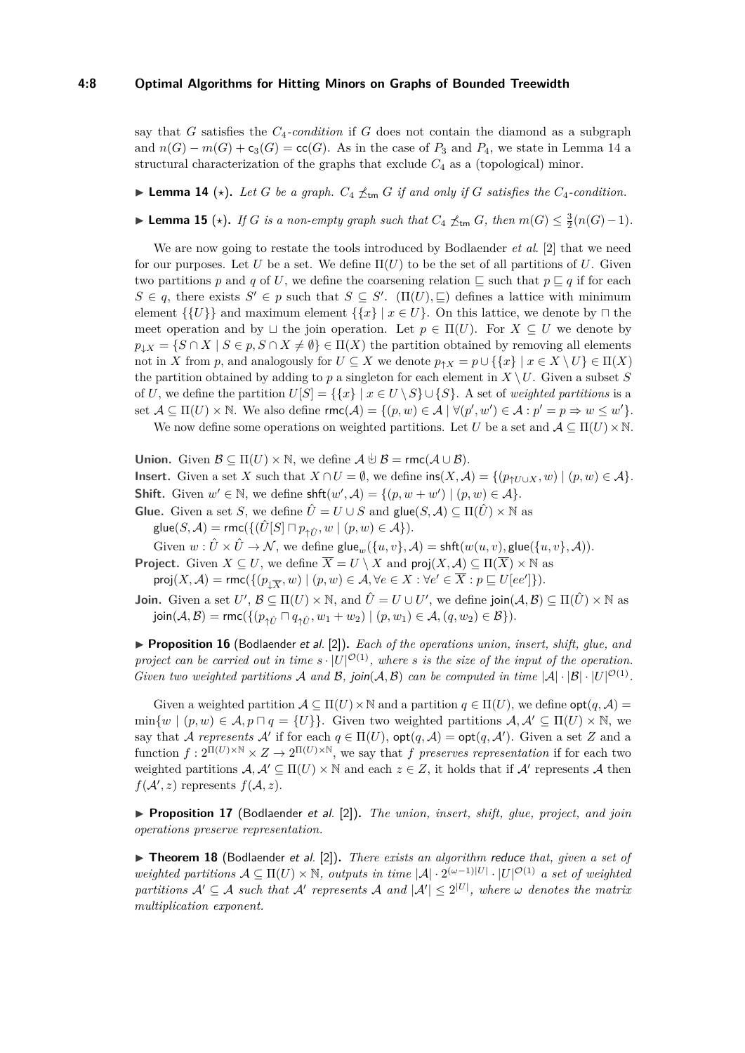say that $G$ satisfies the *$C_4$-condition* if $G$ does not contain the diamond as a subgraph and $n(G) - m(G) + \mathsf{c}_3(G) = \mathsf{cc}(G)$. As in the case of $P_3$ and $P_4$, we state in Lemma 14 a structural characterization of the graphs that exclude $C_4$ as a (topological) minor.

▶ **Lemma 14** ($\star$). *Let $G$ be a graph. $C_4 \not\preceq_{\mathsf{tm}} G$ if and only if $G$ satisfies the $C_4$-condition.*

▶ **Lemma 15** ($\star$). *If $G$ is a non-empty graph such that $C_4 \not\preceq_{\mathsf{tm}} G$, then $m(G) \leq \frac{3}{2}(n(G) - 1)$.*

We are now going to restate the tools introduced by Bodlaender *et al.* [2] that we need for our purposes. Let $U$ be a set. We define $\Pi(U)$ to be the set of all partitions of $U$. Given two partitions $p$ and $q$ of $U$, we define the coarsening relation $\sqsubseteq$ such that $p \sqsubseteq q$ if for each $S \in q$, there exists $S' \in p$ such that $S \subseteq S'$. $(\Pi(U), \sqsubseteq)$ defines a lattice with minimum element $\{\{U\}\}$ and maximum element $\{\{x\} \mid x \in U\}$. On this lattice, we denote by $\sqcap$ the meet operation and by $\sqcup$ the join operation. Let $p \in \Pi(U)$. For $X \subseteq U$ we denote by $p_{\downarrow X} = \{S \cap X \mid S \in p, S \cap X \neq \emptyset\} \in \Pi(X)$ the partition obtained by removing all elements not in $X$ from $p$, and analogously for $U \subseteq X$ we denote $p_{\uparrow X} = p \cup \{\{x\} \mid x \in X \setminus U\} \in \Pi(X)$ the partition obtained by adding to $p$ a singleton for each element in $X \setminus U$. Given a subset $S$ of $U$, we define the partition $U[S] = \{\{x\} \mid x \in U \setminus S\} \cup \{S\}$. A set of *weighted partitions* is a set $\mathcal{A} \subseteq \Pi(U) \times \mathbb{N}$. We also define $\mathsf{rmc}(\mathcal{A}) = \{(p, w) \in \mathcal{A} \mid \forall (p', w') \in \mathcal{A} : p' = p \Rightarrow w \leq w'\}$.

We now define some operations on weighted partitions. Let $U$ be a set and $\mathcal{A} \subseteq \Pi(U) \times \mathbb{N}$.

**Union.** Given $\mathcal{B} \subseteq \Pi(U) \times \mathbb{N}$, we define $\mathcal{A} \uplus \mathcal{B} = \mathsf{rmc}(\mathcal{A} \cup \mathcal{B})$.

**Insert.** Given a set $X$ such that $X \cap U = \emptyset$, we define $\mathsf{ins}(X, \mathcal{A}) = \{(p_{\uparrow U \cup X}, w) \mid (p, w) \in \mathcal{A}\}$.

**Shift.** Given $w' \in \mathbb{N}$, we define $\mathsf{shft}(w', \mathcal{A}) = \{(p, w + w') \mid (p, w) \in \mathcal{A}\}$.

**Glue.** Given a set $S$, we define $\hat{U} = U \cup S$ and $\mathsf{glue}(S, \mathcal{A}) \subseteq \Pi(\hat{U}) \times \mathbb{N}$ as
$\mathsf{glue}(S, \mathcal{A}) = \mathsf{rmc}(\{(\hat{U}[S] \sqcap p_{\uparrow \hat{U}}, w \mid (p, w) \in \mathcal{A}\})$.
Given $w : \hat{U} \times \hat{U} \to \mathcal{N}$, we define $\mathsf{glue}_w(\{u, v\}, \mathcal{A}) = \mathsf{shft}(w(u, v), \mathsf{glue}(\{u, v\}, \mathcal{A}))$.

**Project.** Given $X \subseteq U$, we define $\overline{X} = U \setminus X$ and $\mathsf{proj}(X, \mathcal{A}) \subseteq \Pi(\overline{X}) \times \mathbb{N}$ as
$\mathsf{proj}(X, \mathcal{A}) = \mathsf{rmc}(\{(p_{\downarrow \overline{X}}, w) \mid (p, w) \in \mathcal{A}, \forall e \in X : \forall e' \in \overline{X} : p \sqsubseteq U[ee']\})$.

**Join.** Given a set $U'$, $\mathcal{B} \subseteq \Pi(U) \times \mathbb{N}$, and $\hat{U} = U \cup U'$, we define $\mathsf{join}(\mathcal{A}, \mathcal{B}) \subseteq \Pi(\hat{U}) \times \mathbb{N}$ as
$\mathsf{join}(\mathcal{A}, \mathcal{B}) = \mathsf{rmc}(\{(p_{\uparrow \hat{U}} \sqcap q_{\uparrow \hat{U}}, w_1 + w_2) \mid (p, w_1) \in \mathcal{A}, (q, w_2) \in \mathcal{B}\})$.

▶ **Proposition 16** (Bodlaender *et al.* [2]). *Each of the operations union, insert, shift, glue, and project can be carried out in time $s \cdot |U|^{\mathcal{O}(1)}$, where $s$ is the size of the input of the operation. Given two weighted partitions $\mathcal{A}$ and $\mathcal{B}$, $\mathsf{join}(\mathcal{A}, \mathcal{B})$ can be computed in time $|\mathcal{A}| \cdot |\mathcal{B}| \cdot |U|^{\mathcal{O}(1)}$.*

Given a weighted partition $\mathcal{A} \subseteq \Pi(U) \times \mathbb{N}$ and a partition $q \in \Pi(U)$, we define $\mathsf{opt}(q, \mathcal{A}) = \min\{w \mid (p, w) \in \mathcal{A}, p \sqcap q = \{U\}\}$. Given two weighted partitions $\mathcal{A}, \mathcal{A}' \subseteq \Pi(U) \times \mathbb{N}$, we say that $\mathcal{A}$ *represents* $\mathcal{A}'$ if for each $q \in \Pi(U)$, $\mathsf{opt}(q, \mathcal{A}) = \mathsf{opt}(q, \mathcal{A}')$. Given a set $Z$ and a function $f : 2^{\Pi(U) \times \mathbb{N}} \times Z \to 2^{\Pi(U) \times \mathbb{N}}$, we say that $f$ *preserves representation* if for each two weighted partitions $\mathcal{A}, \mathcal{A}' \subseteq \Pi(U) \times \mathbb{N}$ and each $z \in Z$, it holds that if $\mathcal{A}'$ represents $\mathcal{A}$ then $f(\mathcal{A}', z)$ represents $f(\mathcal{A}, z)$.

▶ **Proposition 17** (Bodlaender *et al.* [2]). *The union, insert, shift, glue, project, and join operations preserve representation.*

▶ **Theorem 18** (Bodlaender *et al.* [2]). *There exists an algorithm* reduce *that, given a set of weighted partitions $\mathcal{A} \subseteq \Pi(U) \times \mathbb{N}$, outputs in time $|\mathcal{A}| \cdot 2^{(\omega-1)|U|} \cdot |U|^{\mathcal{O}(1)}$ a set of weighted partitions $\mathcal{A}' \subseteq \mathcal{A}$ such that $\mathcal{A}'$ represents $\mathcal{A}$ and $|\mathcal{A}'| \leq 2^{|U|}$, where $\omega$ denotes the matrix multiplication exponent.*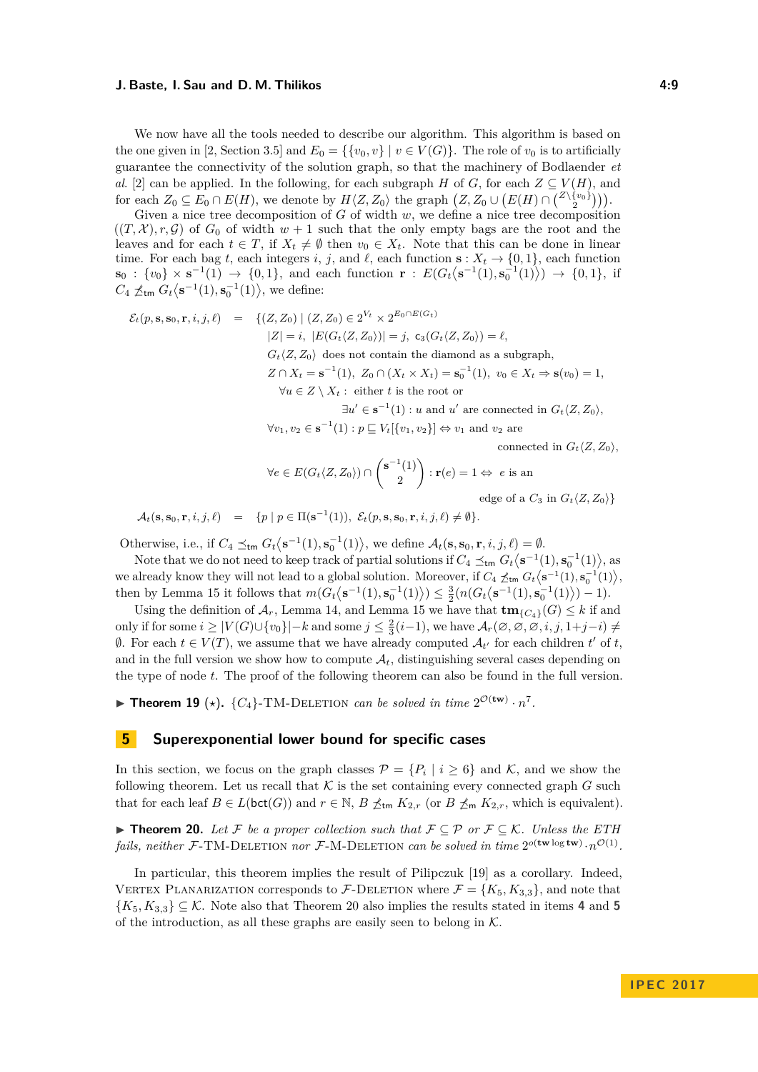We now have all the tools needed to describe our algorithm. This algorithm is based on the one given in [2, Section 3.5] and $E_0 = \{\{v_0, v\} \mid v \in V(G)\}$. The role of $v_0$ is to artificially guarantee the connectivity of the solution graph, so that the machinery of Bodlaender *et al.* [2] can be applied. In the following, for each subgraph $H$ of $G$, for each $Z \subseteq V(H)$, and for each $Z_0 \subseteq E_0 \cap E(H)$, we denote by $H\langle Z, Z_0\rangle$ the graph $\left(Z, Z_0 \cup \left(E(H) \cap \binom{Z\setminus\{v_0\}}{2}\right)\right)$.

Given a nice tree decomposition of $G$ of width $w$, we define a nice tree decomposition $((T,\mathcal{X}), r, \mathcal{G})$ of $G_0$ of width $w+1$ such that the only empty bags are the root and the leaves and for each $t \in T$, if $X_t \neq \emptyset$ then $v_0 \in X_t$. Note that this can be done in linear time. For each bag $t$, each integers $i$, $j$, and $\ell$, each function $\mathbf{s} : X_t \to \{0,1\}$, each function $\mathbf{s}_0 : \{v_0\} \times \mathbf{s}^{-1}(1) \to \{0,1\}$, and each function $\mathbf{r} : E(G_t\langle \mathbf{s}^{-1}(1), \mathbf{s}_0^{-1}(1)\rangle) \to \{0,1\}$, if $C_4 \not\preceq_{\mathsf{tm}} G_t\langle \mathbf{s}^{-1}(1), \mathbf{s}_0^{-1}(1)\rangle$, we define:

$$
\begin{aligned}
\mathcal{E}_t(p, \mathbf{s}, \mathbf{s}_0, \mathbf{r}, i, j, \ell) \quad = \quad & \{(Z, Z_0) \mid (Z, Z_0) \in 2^{V_t} \times 2^{E_0 \cap E(G_t)} \\
& |Z| = i,\ |E(G_t\langle Z, Z_0\rangle)| = j,\ \mathsf{c}_3(G_t\langle Z, Z_0\rangle) = \ell, \\
& G_t\langle Z, Z_0\rangle \text{ does not contain the diamond as a subgraph}, \\
& Z \cap X_t = \mathbf{s}^{-1}(1),\ Z_0 \cap (X_t \times X_t) = \mathbf{s}_0^{-1}(1),\ v_0 \in X_t \Rightarrow \mathbf{s}(v_0) = 1, \\
& \quad \forall u \in Z \setminus X_t : \text{ either } t \text{ is the root or} \\
& \qquad\qquad \exists u' \in \mathbf{s}^{-1}(1) : u \text{ and } u' \text{ are connected in } G_t\langle Z, Z_0\rangle, \\
& \forall v_1, v_2 \in \mathbf{s}^{-1}(1) : p \sqsubseteq V_t[\{v_1, v_2\}] \Leftrightarrow v_1 \text{ and } v_2 \text{ are} \\
& \qquad\qquad \text{connected in } G_t\langle Z, Z_0\rangle, \\
& \forall e \in E(G_t\langle Z, Z_0\rangle) \cap \binom{\mathbf{s}^{-1}(1)}{2} : \mathbf{r}(e) = 1 \Leftrightarrow e \text{ is an} \\
& \qquad\qquad \text{edge of a } C_3 \text{ in } G_t\langle Z, Z_0\rangle\} \\
\mathcal{A}_t(\mathbf{s}, \mathbf{s}_0, \mathbf{r}, i, j, \ell) \quad = \quad & \{p \mid p \in \Pi(\mathbf{s}^{-1}(1)),\ \mathcal{E}_t(p, \mathbf{s}, \mathbf{s}_0, \mathbf{r}, i, j, \ell) \neq \emptyset\}.
\end{aligned}
$$

Otherwise, i.e., if $C_4 \preceq_{\mathsf{tm}} G_t\langle \mathbf{s}^{-1}(1), \mathbf{s}_0^{-1}(1)\rangle$, we define $\mathcal{A}_t(\mathbf{s}, \mathbf{s}_0, \mathbf{r}, i, j, \ell) = \emptyset$.

Note that we do not need to keep track of partial solutions if $C_4 \preceq_{\mathsf{tm}} G_t\langle \mathbf{s}^{-1}(1), \mathbf{s}_0^{-1}(1)\rangle$, as we already know they will not lead to a global solution. Moreover, if $C_4 \not\preceq_{\mathsf{tm}} G_t\langle \mathbf{s}^{-1}(1), \mathbf{s}_0^{-1}(1)\rangle$, then by Lemma 15 it follows that $m(G_t\langle \mathbf{s}^{-1}(1), \mathbf{s}_0^{-1}(1)\rangle) \leq \frac{3}{2}(n(G_t\langle \mathbf{s}^{-1}(1), \mathbf{s}_0^{-1}(1)\rangle) - 1)$.

Using the definition of $\mathcal{A}_r$, Lemma 14, and Lemma 15 we have that $\mathbf{tm}_{\{C_4\}}(G) \leq k$ if and only if for some $i \geq |V(G) \cup \{v_0\}| - k$ and some $j \leq \frac{2}{3}(i-1)$, we have $\mathcal{A}_r(\varnothing, \varnothing, \varnothing, i, j, 1+j-i) \neq \emptyset$. For each $t \in V(T)$, we assume that we have already computed $\mathcal{A}_{t'}$ for each children $t'$ of $t$, and in the full version we show how to compute $\mathcal{A}_t$, distinguishing several cases depending on the type of node $t$. The proof of the following theorem can also be found in the full version.

▶ **Theorem 19** (⋆)**.** *$\{C_4\}$-*TM-Deletion *can be solved in time $2^{\mathcal{O}(\mathbf{tw})} \cdot n^7$.*

## 5 Superexponential lower bound for specific cases

In this section, we focus on the graph classes $\mathcal{P} = \{P_i \mid i \geq 6\}$ and $\mathcal{K}$, and we show the following theorem. Let us recall that $\mathcal{K}$ is the set containing every connected graph $G$ such that for each leaf $B \in L(\mathsf{bct}(G))$ and $r \in \mathbb{N}$, $B \not\preceq_{\mathsf{tm}} K_{2,r}$ (or $B \not\preceq_{\mathsf{m}} K_{2,r}$, which is equivalent).

▶ **Theorem 20.** *Let $\mathcal{F}$ be a proper collection such that $\mathcal{F} \subseteq \mathcal{P}$ or $\mathcal{F} \subseteq \mathcal{K}$. Unless the ETH fails, neither $\mathcal{F}$-*TM-Deletion *nor $\mathcal{F}$-*M-Deletion *can be solved in time $2^{o(\mathbf{tw} \log \mathbf{tw})} \cdot n^{\mathcal{O}(1)}$.*

In particular, this theorem implies the result of Pilipczuk [19] as a corollary. Indeed, Vertex Planarization corresponds to $\mathcal{F}$-Deletion where $\mathcal{F} = \{K_5, K_{3,3}\}$, and note that $\{K_5, K_{3,3}\} \subseteq \mathcal{K}$. Note also that Theorem 20 also implies the results stated in items **4** and **5** of the introduction, as all these graphs are easily seen to belong in $\mathcal{K}$.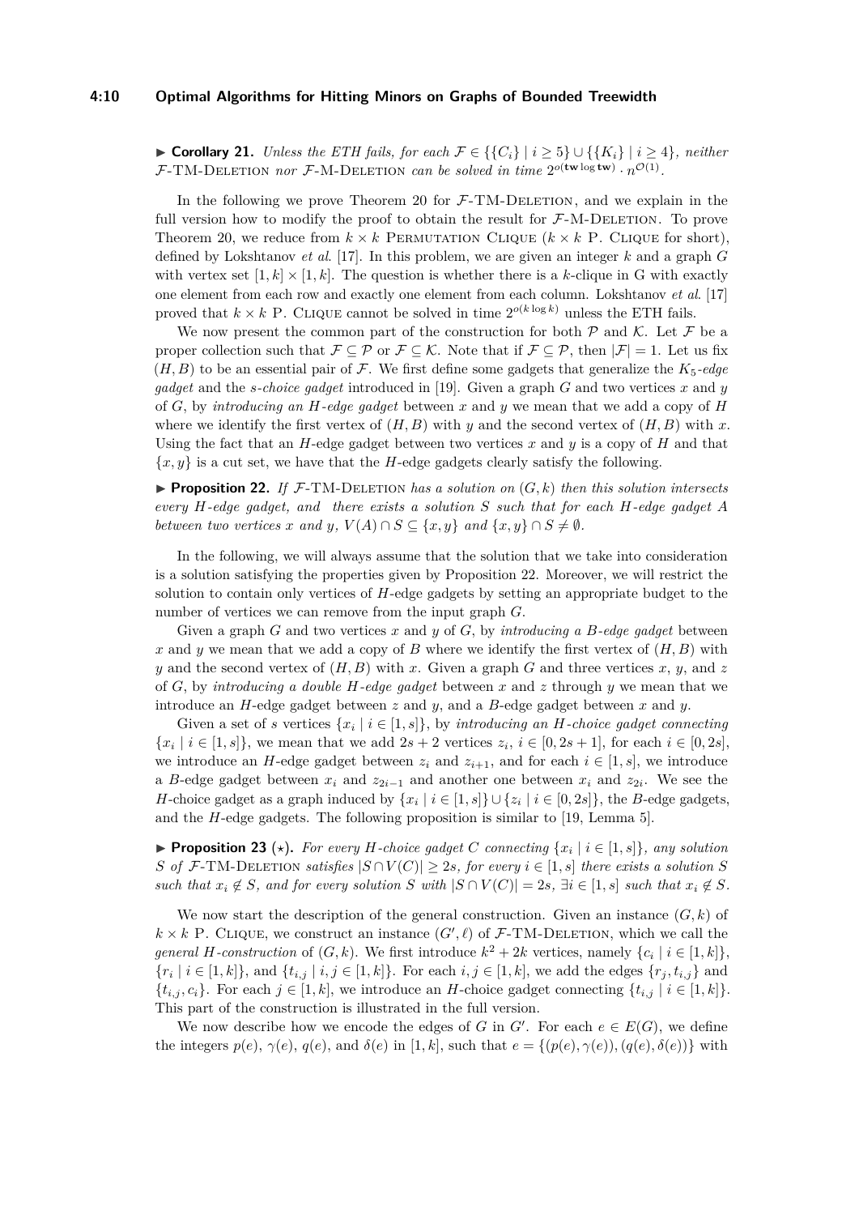▶ **Corollary 21.** *Unless the ETH fails, for each $\mathcal{F} \in \{\{C_i\} \mid i \geq 5\} \cup \{\{K_i\} \mid i \geq 4\}$, neither $\mathcal{F}$-TM-Deletion nor $\mathcal{F}$-M-Deletion can be solved in time $2^{o(\mathbf{tw} \log \mathbf{tw})} \cdot n^{\mathcal{O}(1)}$.*

In the following we prove Theorem 20 for $\mathcal{F}$-TM-Deletion, and we explain in the full version how to modify the proof to obtain the result for $\mathcal{F}$-M-Deletion. To prove Theorem 20, we reduce from $k \times k$ Permutation Clique ($k \times k$ P. Clique for short), defined by Lokshtanov *et al.* [17]. In this problem, we are given an integer $k$ and a graph $G$ with vertex set $[1, k] \times [1, k]$. The question is whether there is a $k$-clique in G with exactly one element from each row and exactly one element from each column. Lokshtanov *et al.* [17] proved that $k \times k$ P. Clique cannot be solved in time $2^{o(k \log k)}$ unless the ETH fails.

We now present the common part of the construction for both $\mathcal{P}$ and $\mathcal{K}$. Let $\mathcal{F}$ be a proper collection such that $\mathcal{F} \subseteq \mathcal{P}$ or $\mathcal{F} \subseteq \mathcal{K}$. Note that if $\mathcal{F} \subseteq \mathcal{P}$, then $|\mathcal{F}| = 1$. Let us fix $(H, B)$ to be an essential pair of $\mathcal{F}$. We first define some gadgets that generalize the $K_5$-*edge gadget* and the $s$-*choice gadget* introduced in [19]. Given a graph $G$ and two vertices $x$ and $y$ of $G$, by *introducing an $H$-edge gadget* between $x$ and $y$ we mean that we add a copy of $H$ where we identify the first vertex of $(H, B)$ with $y$ and the second vertex of $(H, B)$ with $x$. Using the fact that an $H$-edge gadget between two vertices $x$ and $y$ is a copy of $H$ and that $\{x, y\}$ is a cut set, we have that the $H$-edge gadgets clearly satisfy the following.

▶ **Proposition 22.** *If $\mathcal{F}$-TM-Deletion has a solution on $(G, k)$ then this solution intersects every $H$-edge gadget, and there exists a solution $S$ such that for each $H$-edge gadget $A$ between two vertices $x$ and $y$, $V(A) \cap S \subseteq \{x, y\}$ and $\{x, y\} \cap S \neq \emptyset$.*

In the following, we will always assume that the solution that we take into consideration is a solution satisfying the properties given by Proposition 22. Moreover, we will restrict the solution to contain only vertices of $H$-edge gadgets by setting an appropriate budget to the number of vertices we can remove from the input graph $G$.

Given a graph $G$ and two vertices $x$ and $y$ of $G$, by *introducing a $B$-edge gadget* between $x$ and $y$ we mean that we add a copy of $B$ where we identify the first vertex of $(H, B)$ with $y$ and the second vertex of $(H, B)$ with $x$. Given a graph $G$ and three vertices $x$, $y$, and $z$ of $G$, by *introducing a double $H$-edge gadget* between $x$ and $z$ through $y$ we mean that we introduce an $H$-edge gadget between $z$ and $y$, and a $B$-edge gadget between $x$ and $y$.

Given a set of $s$ vertices $\{x_i \mid i \in [1, s]\}$, by *introducing an $H$-choice gadget connecting* $\{x_i \mid i \in [1, s]\}$, we mean that we add $2s + 2$ vertices $z_i$, $i \in [0, 2s + 1]$, for each $i \in [0, 2s]$, we introduce an $H$-edge gadget between $z_i$ and $z_{i+1}$, and for each $i \in [1, s]$, we introduce a $B$-edge gadget between $x_i$ and $z_{2i-1}$ and another one between $x_i$ and $z_{2i}$. We see the $H$-choice gadget as a graph induced by $\{x_i \mid i \in [1, s]\} \cup \{z_i \mid i \in [0, 2s]\}$, the $B$-edge gadgets, and the $H$-edge gadgets. The following proposition is similar to [19, Lemma 5].

▶ **Proposition 23** ($\star$). *For every $H$-choice gadget $C$ connecting $\{x_i \mid i \in [1, s]\}$, any solution $S$ of $\mathcal{F}$-TM-Deletion satisfies $|S \cap V(C)| \geq 2s$, for every $i \in [1, s]$ there exists a solution $S$ such that $x_i \notin S$, and for every solution $S$ with $|S \cap V(C)| = 2s$, $\exists i \in [1, s]$ such that $x_i \notin S$.*

We now start the description of the general construction. Given an instance $(G, k)$ of $k \times k$ P. Clique, we construct an instance $(G', \ell)$ of $\mathcal{F}$-TM-Deletion, which we call the *general $H$-construction* of $(G, k)$. We first introduce $k^2 + 2k$ vertices, namely $\{c_i \mid i \in [1, k]\}$, $\{r_i \mid i \in [1, k]\}$, and $\{t_{i,j} \mid i, j \in [1, k]\}$. For each $i, j \in [1, k]$, we add the edges $\{r_j, t_{i,j}\}$ and $\{t_{i,j}, c_i\}$. For each $j \in [1, k]$, we introduce an $H$-choice gadget connecting $\{t_{i,j} \mid i \in [1, k]\}$. This part of the construction is illustrated in the full version.

We now describe how we encode the edges of $G$ in $G'$. For each $e \in E(G)$, we define the integers $p(e)$, $\gamma(e)$, $q(e)$, and $\delta(e)$ in $[1, k]$, such that $e = \{(p(e), \gamma(e)), (q(e), \delta(e))\}$ with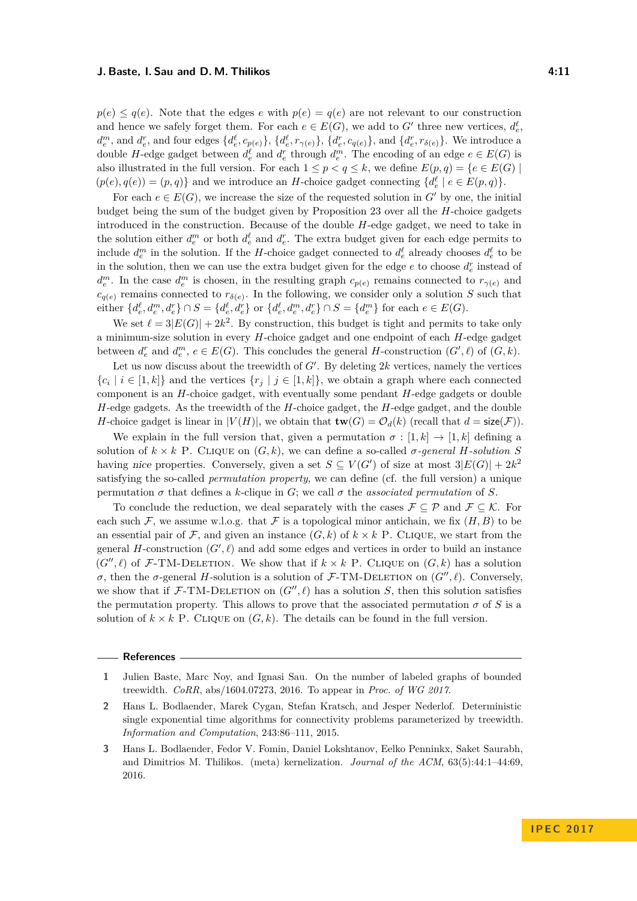$p(e) \leq q(e)$. Note that the edges $e$ with $p(e) = q(e)$ are not relevant to our construction and hence we safely forget them. For each $e \in E(G)$, we add to $G'$ three new vertices, $d_e^\ell$, $d_e^m$, and $d_e^r$, and four edges $\{d_e^\ell, c_{p(e)}\}$, $\{d_e^\ell, r_{\gamma(e)}\}$, $\{d_e^r, c_{q(e)}\}$, and $\{d_e^r, r_{\delta(e)}\}$. We introduce a double $H$-edge gadget between $d_e^\ell$ and $d_e^r$ through $d_e^m$. The encoding of an edge $e \in E(G)$ is also illustrated in the full version. For each $1 \leq p < q \leq k$, we define $E(p,q) = \{e \in E(G) \mid (p(e), q(e)) = (p,q)\}$ and we introduce an $H$-choice gadget connecting $\{d_e^\ell \mid e \in E(p,q)\}$.

For each $e \in E(G)$, we increase the size of the requested solution in $G'$ by one, the initial budget being the sum of the budget given by Proposition 23 over all the $H$-choice gadgets introduced in the construction. Because of the double $H$-edge gadget, we need to take in the solution either $d_e^m$ or both $d_e^\ell$ and $d_e^r$. The extra budget given for each edge permits to include $d_e^m$ in the solution. If the $H$-choice gadget connected to $d_e^\ell$ already chooses $d_e^\ell$ to be in the solution, then we can use the extra budget given for the edge $e$ to choose $d_e^r$ instead of $d_e^m$. In the case $d_e^m$ is chosen, in the resulting graph $c_{p(e)}$ remains connected to $r_{\gamma(e)}$ and $c_{q(e)}$ remains connected to $r_{\delta(e)}$. In the following, we consider only a solution $S$ such that either $\{d_e^\ell, d_e^m, d_e^r\} \cap S = \{d_e^\ell, d_e^r\}$ or $\{d_e^\ell, d_e^m, d_e^r\} \cap S = \{d_e^m\}$ for each $e \in E(G)$.

We set $\ell = 3|E(G)| + 2k^2$. By construction, this budget is tight and permits to take only a minimum-size solution in every $H$-choice gadget and one endpoint of each $H$-edge gadget between $d_e^r$ and $d_e^m$, $e \in E(G)$. This concludes the general $H$-construction $(G', \ell)$ of $(G, k)$.

Let us now discuss about the treewidth of $G'$. By deleting $2k$ vertices, namely the vertices $\{c_i \mid i \in [1,k]\}$ and the vertices $\{r_j \mid j \in [1,k]\}$, we obtain a graph where each connected component is an $H$-choice gadget, with eventually some pendant $H$-edge gadgets or double $H$-edge gadgets. As the treewidth of the $H$-choice gadget, the $H$-edge gadget, and the double $H$-choice gadget is linear in $|V(H)|$, we obtain that $\mathbf{tw}(G) = \mathcal{O}_d(k)$ (recall that $d = \mathsf{size}(\mathcal{F})$).

We explain in the full version that, given a permutation $\sigma : [1,k] \to [1,k]$ defining a solution of $k \times k$ P. Clique on $(G,k)$, we can define a so-called *$\sigma$-general $H$-solution* $S$ having *nice* properties. Conversely, given a set $S \subseteq V(G')$ of size at most $3|E(G)| + 2k^2$ satisfying the so-called *permutation property*, we can define (cf. the full version) a unique permutation $\sigma$ that defines a $k$-clique in $G$; we call $\sigma$ the *associated permutation* of $S$.

To conclude the reduction, we deal separately with the cases $\mathcal{F} \subseteq \mathcal{P}$ and $\mathcal{F} \subseteq \mathcal{K}$. For each such $\mathcal{F}$, we assume w.l.o.g. that $\mathcal{F}$ is a topological minor antichain, we fix $(H, B)$ to be an essential pair of $\mathcal{F}$, and given an instance $(G,k)$ of $k \times k$ P. Clique, we start from the general $H$-construction $(G', \ell)$ and add some edges and vertices in order to build an instance $(G'', \ell)$ of $\mathcal{F}$-TM-Deletion. We show that if $k \times k$ P. Clique on $(G,k)$ has a solution $\sigma$, then the $\sigma$-general $H$-solution is a solution of $\mathcal{F}$-TM-Deletion on $(G'', \ell)$. Conversely, we show that if $\mathcal{F}$-TM-Deletion on $(G'', \ell)$ has a solution $S$, then this solution satisfies the permutation property. This allows to prove that the associated permutation $\sigma$ of $S$ is a solution of $k \times k$ P. Clique on $(G,k)$. The details can be found in the full version.

## References

1. Julien Baste, Marc Noy, and Ignasi Sau. On the number of labeled graphs of bounded treewidth. *CoRR*, abs/1604.07273, 2016. To appear in *Proc. of WG 2017*.
2. Hans L. Bodlaender, Marek Cygan, Stefan Kratsch, and Jesper Nederlof. Deterministic single exponential time algorithms for connectivity problems parameterized by treewidth. *Information and Computation*, 243:86–111, 2015.
3. Hans L. Bodlaender, Fedor V. Fomin, Daniel Lokshtanov, Eelko Penninkx, Saket Saurabh, and Dimitrios M. Thilikos. (meta) kernelization. *Journal of the ACM*, 63(5):44:1–44:69, 2016.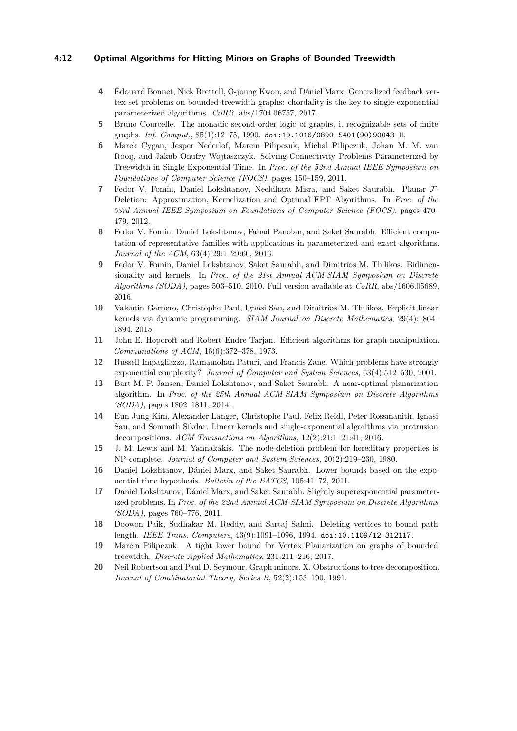4. Édouard Bonnet, Nick Brettell, O-joung Kwon, and Dániel Marx. Generalized feedback vertex set problems on bounded-treewidth graphs: chordality is the key to single-exponential parameterized algorithms. *CoRR*, abs/1704.06757, 2017.
5. Bruno Courcelle. The monadic second-order logic of graphs. i. recognizable sets of finite graphs. *Inf. Comput.*, 85(1):12–75, 1990. doi:10.1016/0890-5401(90)90043-H.
6. Marek Cygan, Jesper Nederlof, Marcin Pilipczuk, Michal Pilipczuk, Johan M. M. van Rooij, and Jakub Onufry Wojtaszczyk. Solving Connectivity Problems Parameterized by Treewidth in Single Exponential Time. In *Proc. of the 52nd Annual IEEE Symposium on Foundations of Computer Science (FOCS)*, pages 150–159, 2011.
7. Fedor V. Fomin, Daniel Lokshtanov, Neeldhara Misra, and Saket Saurabh. Planar $\mathcal{F}$-Deletion: Approximation, Kernelization and Optimal FPT Algorithms. In *Proc. of the 53rd Annual IEEE Symposium on Foundations of Computer Science (FOCS)*, pages 470–479, 2012.
8. Fedor V. Fomin, Daniel Lokshtanov, Fahad Panolan, and Saket Saurabh. Efficient computation of representative families with applications in parameterized and exact algorithms. *Journal of the ACM*, 63(4):29:1–29:60, 2016.
9. Fedor V. Fomin, Daniel Lokshtanov, Saket Saurabh, and Dimitrios M. Thilikos. Bidimensionality and kernels. In *Proc. of the 21st Annual ACM-SIAM Symposium on Discrete Algorithms (SODA)*, pages 503–510, 2010. Full version available at *CoRR*, abs/1606.05689, 2016.
10. Valentin Garnero, Christophe Paul, Ignasi Sau, and Dimitrios M. Thilikos. Explicit linear kernels via dynamic programming. *SIAM Journal on Discrete Mathematics*, 29(4):1864–1894, 2015.
11. John E. Hopcroft and Robert Endre Tarjan. Efficient algorithms for graph manipulation. *Communations of ACM*, 16(6):372–378, 1973.
12. Russell Impagliazzo, Ramamohan Paturi, and Francis Zane. Which problems have strongly exponential complexity? *Journal of Computer and System Sciences*, 63(4):512–530, 2001.
13. Bart M. P. Jansen, Daniel Lokshtanov, and Saket Saurabh. A near-optimal planarization algorithm. In *Proc. of the 25th Annual ACM-SIAM Symposium on Discrete Algorithms (SODA)*, pages 1802–1811, 2014.
14. Eun Jung Kim, Alexander Langer, Christophe Paul, Felix Reidl, Peter Rossmanith, Ignasi Sau, and Somnath Sikdar. Linear kernels and single-exponential algorithms via protrusion decompositions. *ACM Transactions on Algorithms*, 12(2):21:1–21:41, 2016.
15. J. M. Lewis and M. Yannakakis. The node-deletion problem for hereditary properties is NP-complete. *Journal of Computer and System Sciences*, 20(2):219–230, 1980.
16. Daniel Lokshtanov, Dániel Marx, and Saket Saurabh. Lower bounds based on the exponential time hypothesis. *Bulletin of the EATCS*, 105:41–72, 2011.
17. Daniel Lokshtanov, Dániel Marx, and Saket Saurabh. Slightly superexponential parameterized problems. In *Proc. of the 22nd Annual ACM-SIAM Symposium on Discrete Algorithms (SODA)*, pages 760–776, 2011.
18. Doowon Paik, Sudhakar M. Reddy, and Sartaj Sahni. Deleting vertices to bound path length. *IEEE Trans. Computers*, 43(9):1091–1096, 1994. doi:10.1109/12.312117.
19. Marcin Pilipczuk. A tight lower bound for Vertex Planarization on graphs of bounded treewidth. *Discrete Applied Mathematics*, 231:211–216, 2017.
20. Neil Robertson and Paul D. Seymour. Graph minors. X. Obstructions to tree decomposition. *Journal of Combinatorial Theory, Series B*, 52(2):153–190, 1991.